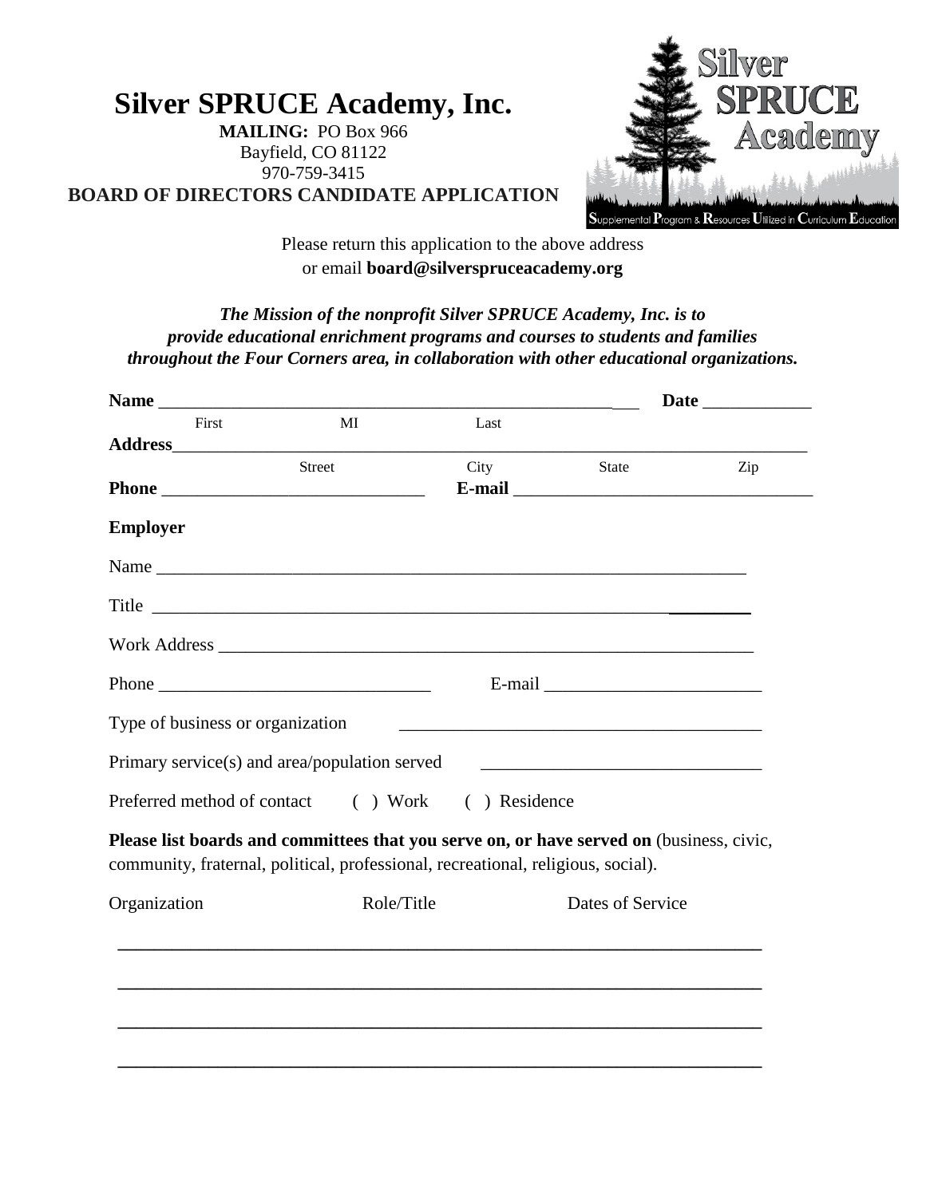# Silver SPRUCE Academy, Inc.

**MAILING:** PO Box 966
Bayfield, CO 81122
970-759-3415

**BOARD OF DIRECTORS CANDIDATE APPLICATION**

Silver SPRUCE Academy
Supplemental Program & Resources Utilized in Curriculum Education

Please return this application to the above address
or email **board@silverspruceacademy.org**

***The Mission of the nonprofit Silver SPRUCE Academy, Inc. is to provide educational enrichment programs and courses to students and families throughout the Four Corners area, in collaboration with other educational organizations.***

**Name** ______________________________________________________ **Date** ____________
First MI Last

**Address**__________________________________________________________________________
Street City State Zip

**Phone** ______________________________ **E-mail** _________________________________

**Employer**

Name ___________________________________________________________________

Title ____________________________________________________________________

Work Address _____________________________________________________________

Phone ______________________________ E-mail ________________________

Type of business or organization ________________________________________

Primary service(s) and area/population served ______________________________

Preferred method of contact ( ) Work ( ) Residence

**Please list boards and committees that you serve on, or have served on** (business, civic, community, fraternal, political, professional, recreational, religious, social).

| Organization | Role/Title | Dates of Service |
| --- | --- | --- |
| | | |
| | | |
| | | |
| | | |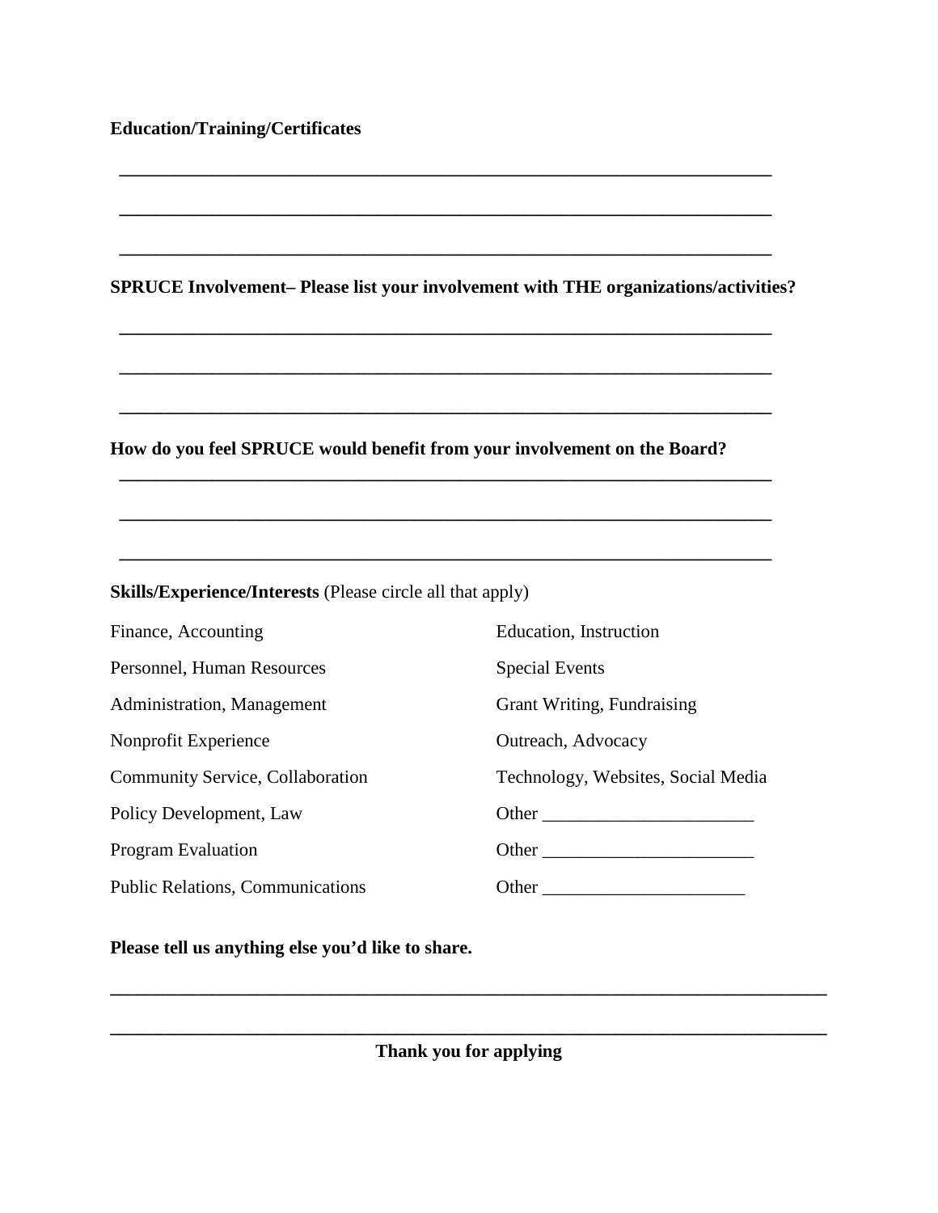**Education/Training/Certificates**

___________________________________________________________________________

___________________________________________________________________________

___________________________________________________________________________

**SPRUCE Involvement– Please list your involvement with THE organizations/activities?**

___________________________________________________________________________

___________________________________________________________________________

___________________________________________________________________________

**How do you feel SPRUCE would benefit from your involvement on the Board?**

___________________________________________________________________________

___________________________________________________________________________

___________________________________________________________________________

**Skills/Experience/Interests** (Please circle all that apply)

| | |
|---|---|
| Finance, Accounting | Education, Instruction |
| Personnel, Human Resources | Special Events |
| Administration, Management | Grant Writing, Fundraising |
| Nonprofit Experience | Outreach, Advocacy |
| Community Service, Collaboration | Technology, Websites, Social Media |
| Policy Development, Law | Other _______________________ |
| Program Evaluation | Other _______________________ |
| Public Relations, Communications | Other _____________________ |

**Please tell us anything else you'd like to share.**

_____________________________________________________________________________

_____________________________________________________________________________

**Thank you for applying**